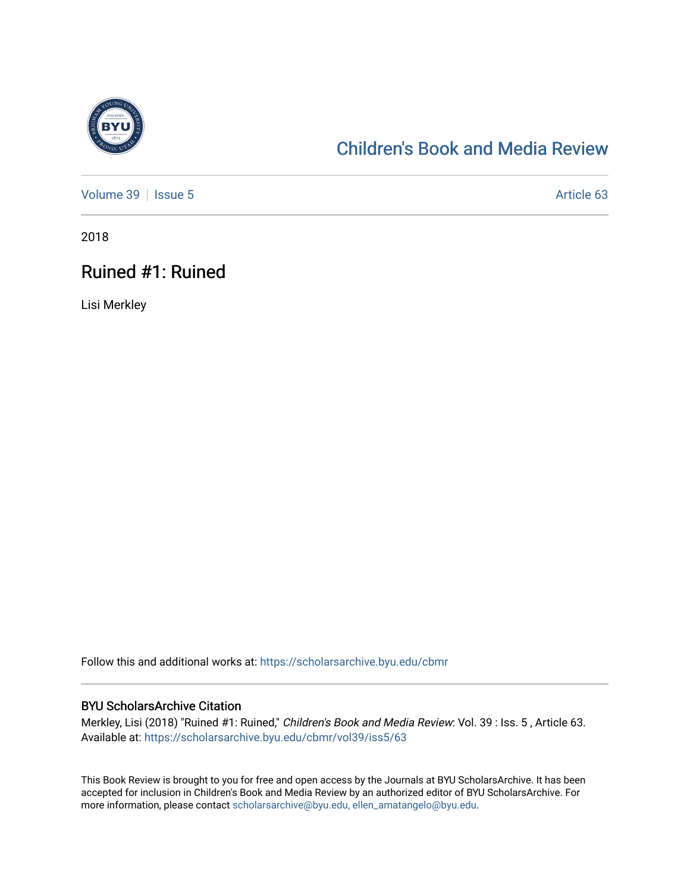# Children's Book and Media Review

Volume 39 | Issue 5 Article 63

2018

## Ruined #1: Ruined

Lisi Merkley

Follow this and additional works at: https://scholarsarchive.byu.edu/cbmr

### BYU ScholarsArchive Citation

Merkley, Lisi (2018) "Ruined #1: Ruined," *Children's Book and Media Review*: Vol. 39 : Iss. 5 , Article 63. Available at: https://scholarsarchive.byu.edu/cbmr/vol39/iss5/63

This Book Review is brought to you for free and open access by the Journals at BYU ScholarsArchive. It has been accepted for inclusion in Children's Book and Media Review by an authorized editor of BYU ScholarsArchive. For more information, please contact scholarsarchive@byu.edu, ellen_amatangelo@byu.edu.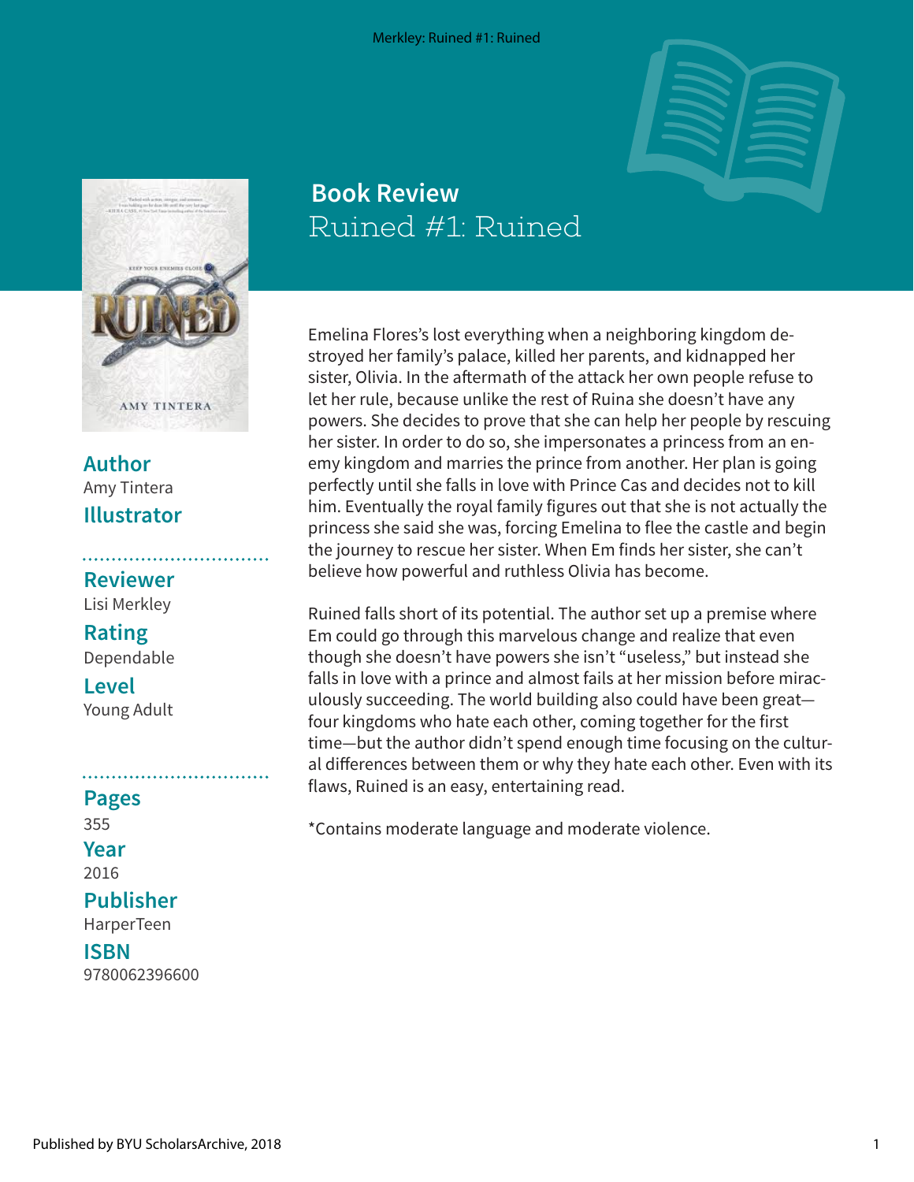## Book Review

# Ruined #1: Ruined

**Author**
Amy Tintera

**Illustrator**

**Reviewer**
Lisi Merkley

**Rating**
Dependable

**Level**
Young Adult

**Pages**
355

**Year**
2016

**Publisher**
HarperTeen

**ISBN**
9780062396600

Emelina Flores's lost everything when a neighboring kingdom destroyed her family's palace, killed her parents, and kidnapped her sister, Olivia. In the aftermath of the attack her own people refuse to let her rule, because unlike the rest of Ruina she doesn't have any powers. She decides to prove that she can help her people by rescuing her sister. In order to do so, she impersonates a princess from an enemy kingdom and marries the prince from another. Her plan is going perfectly until she falls in love with Prince Cas and decides not to kill him. Eventually the royal family figures out that she is not actually the princess she said she was, forcing Emelina to flee the castle and begin the journey to rescue her sister. When Em finds her sister, she can't believe how powerful and ruthless Olivia has become.

Ruined falls short of its potential. The author set up a premise where Em could go through this marvelous change and realize that even though she doesn't have powers she isn't "useless," but instead she falls in love with a prince and almost fails at her mission before miraculously succeeding. The world building also could have been great—four kingdoms who hate each other, coming together for the first time—but the author didn't spend enough time focusing on the cultural differences between them or why they hate each other. Even with its flaws, Ruined is an easy, entertaining read.

*Contains moderate language and moderate violence.